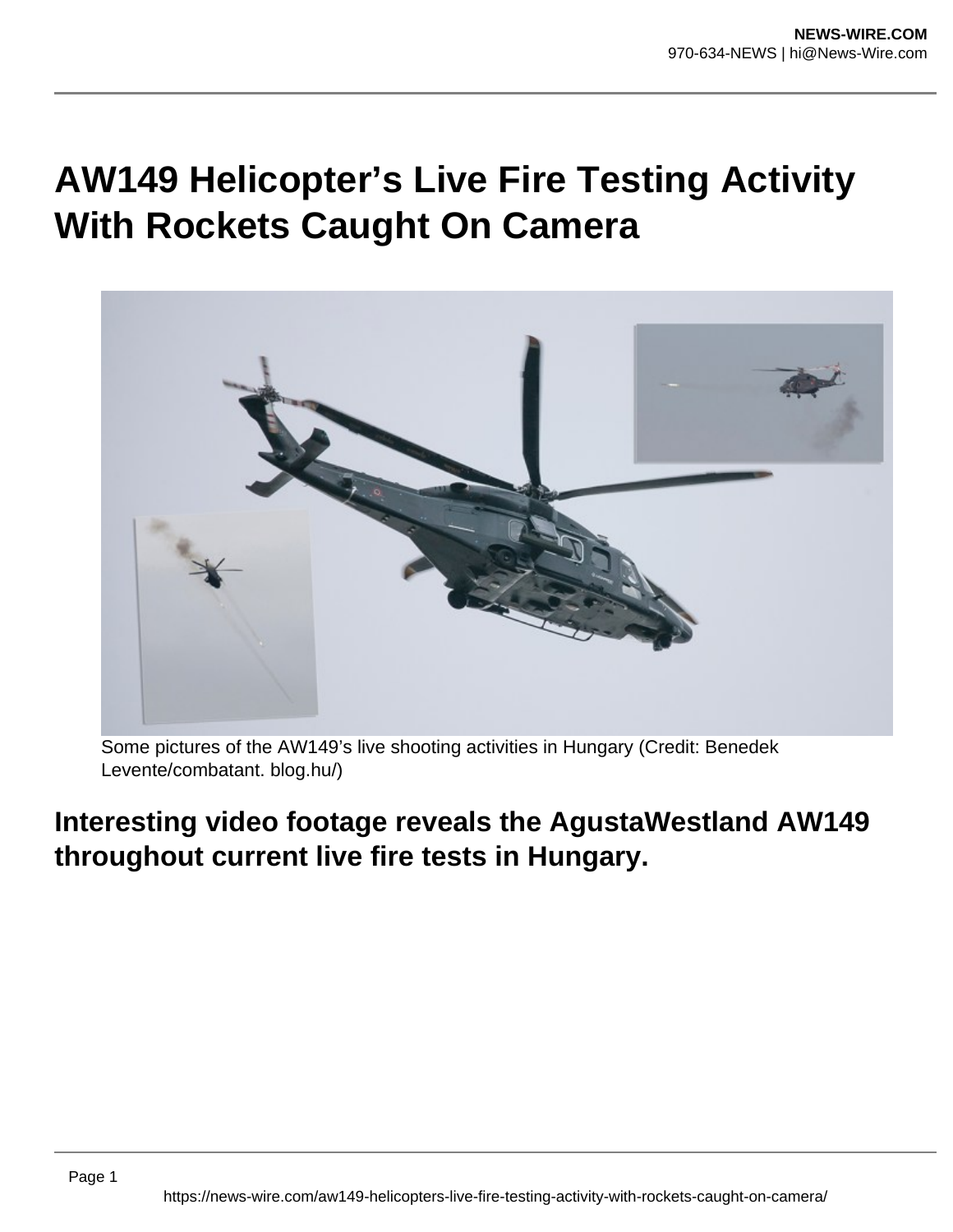# AW149 Helicopter's Live Fire Testing Activity With Rockets Caught On Camera

Some pictures of the AW149's live shooting activities in Hungary (Credit: Benedek Levente/combatant. blog.hu/)

## Interesting video footage reveals the AgustaWestland AW149 throughout current live fire tests in Hungary.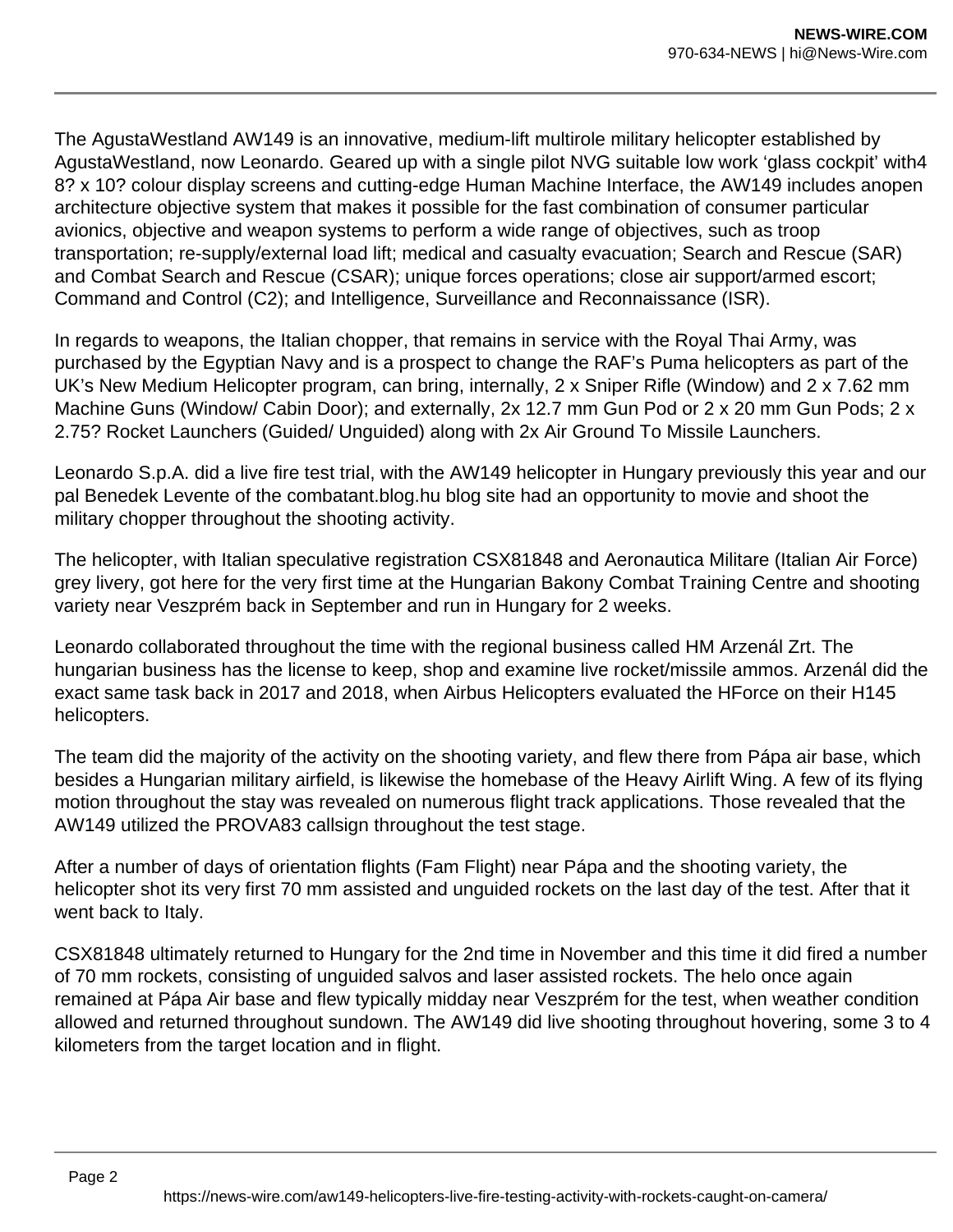The AgustaWestland AW149 is an innovative, medium-lift multirole military helicopter established by AgustaWestland, now Leonardo. Geared up with a single pilot NVG suitable low work 'glass cockpit' with4 8? x 10? colour display screens and cutting-edge Human Machine Interface, the AW149 includes anopen architecture objective system that makes it possible for the fast combination of consumer particular avionics, objective and weapon systems to perform a wide range of objectives, such as troop transportation; re-supply/external load lift; medical and casualty evacuation; Search and Rescue (SAR) and Combat Search and Rescue (CSAR); unique forces operations; close air support/armed escort; Command and Control (C2); and Intelligence, Surveillance and Reconnaissance (ISR).

In regards to weapons, the Italian chopper, that remains in service with the Royal Thai Army, was purchased by the Egyptian Navy and is a prospect to change the RAF's Puma helicopters as part of the UK's New Medium Helicopter program, can bring, internally, 2 x Sniper Rifle (Window) and 2 x 7.62 mm Machine Guns (Window/ Cabin Door); and externally, 2x 12.7 mm Gun Pod or 2 x 20 mm Gun Pods; 2 x 2.75? Rocket Launchers (Guided/ Unguided) along with 2x Air Ground To Missile Launchers.

Leonardo S.p.A. did a live fire test trial, with the AW149 helicopter in Hungary previously this year and our pal Benedek Levente of the combatant.blog.hu blog site had an opportunity to movie and shoot the military chopper throughout the shooting activity.

The helicopter, with Italian speculative registration CSX81848 and Aeronautica Militare (Italian Air Force) grey livery, got here for the very first time at the Hungarian Bakony Combat Training Centre and shooting variety near Veszprém back in September and run in Hungary for 2 weeks.

Leonardo collaborated throughout the time with the regional business called HM Arzenál Zrt. The hungarian business has the license to keep, shop and examine live rocket/missile ammos. Arzenál did the exact same task back in 2017 and 2018, when Airbus Helicopters evaluated the HForce on their H145 helicopters.

The team did the majority of the activity on the shooting variety, and flew there from Pápa air base, which besides a Hungarian military airfield, is likewise the homebase of the Heavy Airlift Wing. A few of its flying motion throughout the stay was revealed on numerous flight track applications. Those revealed that the AW149 utilized the PROVA83 callsign throughout the test stage.

After a number of days of orientation flights (Fam Flight) near Pápa and the shooting variety, the helicopter shot its very first 70 mm assisted and unguided rockets on the last day of the test. After that it went back to Italy.

CSX81848 ultimately returned to Hungary for the 2nd time in November and this time it did fired a number of 70 mm rockets, consisting of unguided salvos and laser assisted rockets. The helo once again remained at Pápa Air base and flew typically midday near Veszprém for the test, when weather condition allowed and returned throughout sundown. The AW149 did live shooting throughout hovering, some 3 to 4 kilometers from the target location and in flight.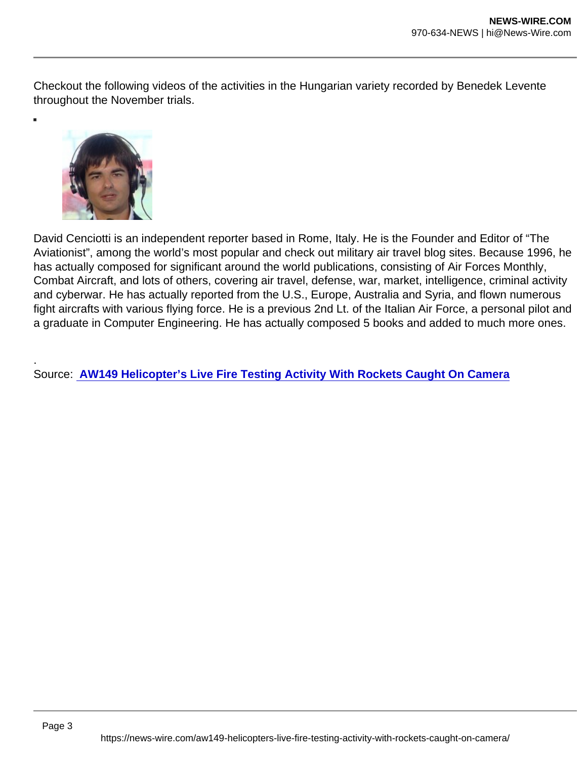Checkout the following videos of the activities in the Hungarian variety recorded by Benedek Levente throughout the November trials.

- 

David Cenciotti is an independent reporter based in Rome, Italy. He is the Founder and Editor of "The Aviationist", among the world's most popular and check out military air travel blog sites. Because 1996, he has actually composed for significant around the world publications, consisting of Air Forces Monthly, Combat Aircraft, and lots of others, covering air travel, defense, war, market, intelligence, criminal activity and cyberwar. He has actually reported from the U.S., Europe, Australia and Syria, and flown numerous fight aircrafts with various flying force. He is a previous 2nd Lt. of the Italian Air Force, a personal pilot and a graduate in Computer Engineering. He has actually composed 5 books and added to much more ones.

.

Source: **[AW149 Helicopter's Live Fire Testing Activity With Rockets Caught On Camera](https://news-wire.com/aw149-helicopters-live-fire-testing-activity-with-rockets-caught-on-camera/)**